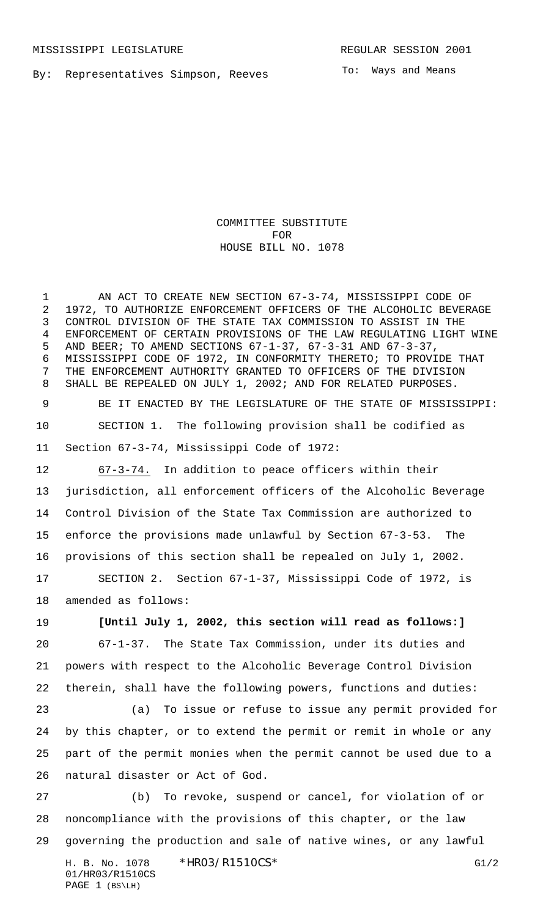MISSISSIPPI LEGISLATURE REGULAR SESSION 2001

By: Representatives Simpson, Reeves

To: Ways and Means

COMMITTEE SUBSTITUTE
FOR
HOUSE BILL NO. 1078

AN ACT TO CREATE NEW SECTION 67-3-74, MISSISSIPPI CODE OF 1972, TO AUTHORIZE ENFORCEMENT OFFICERS OF THE ALCOHOLIC BEVERAGE CONTROL DIVISION OF THE STATE TAX COMMISSION TO ASSIST IN THE ENFORCEMENT OF CERTAIN PROVISIONS OF THE LAW REGULATING LIGHT WINE AND BEER; TO AMEND SECTIONS 67-1-37, 67-3-31 AND 67-3-37, MISSISSIPPI CODE OF 1972, IN CONFORMITY THERETO; TO PROVIDE THAT THE ENFORCEMENT AUTHORITY GRANTED TO OFFICERS OF THE DIVISION SHALL BE REPEALED ON JULY 1, 2002; AND FOR RELATED PURPOSES.

BE IT ENACTED BY THE LEGISLATURE OF THE STATE OF MISSISSIPPI:

SECTION 1. The following provision shall be codified as Section 67-3-74, Mississippi Code of 1972:

67-3-74. In addition to peace officers within their jurisdiction, all enforcement officers of the Alcoholic Beverage Control Division of the State Tax Commission are authorized to enforce the provisions made unlawful by Section 67-3-53. The provisions of this section shall be repealed on July 1, 2002.

SECTION 2. Section 67-1-37, Mississippi Code of 1972, is amended as follows:

**[Until July 1, 2002, this section will read as follows:]**

67-1-37. The State Tax Commission, under its duties and powers with respect to the Alcoholic Beverage Control Division therein, shall have the following powers, functions and duties:

(a) To issue or refuse to issue any permit provided for by this chapter, or to extend the permit or remit in whole or any part of the permit monies when the permit cannot be used due to a natural disaster or Act of God.

(b) To revoke, suspend or cancel, for violation of or noncompliance with the provisions of this chapter, or the law governing the production and sale of native wines, or any lawful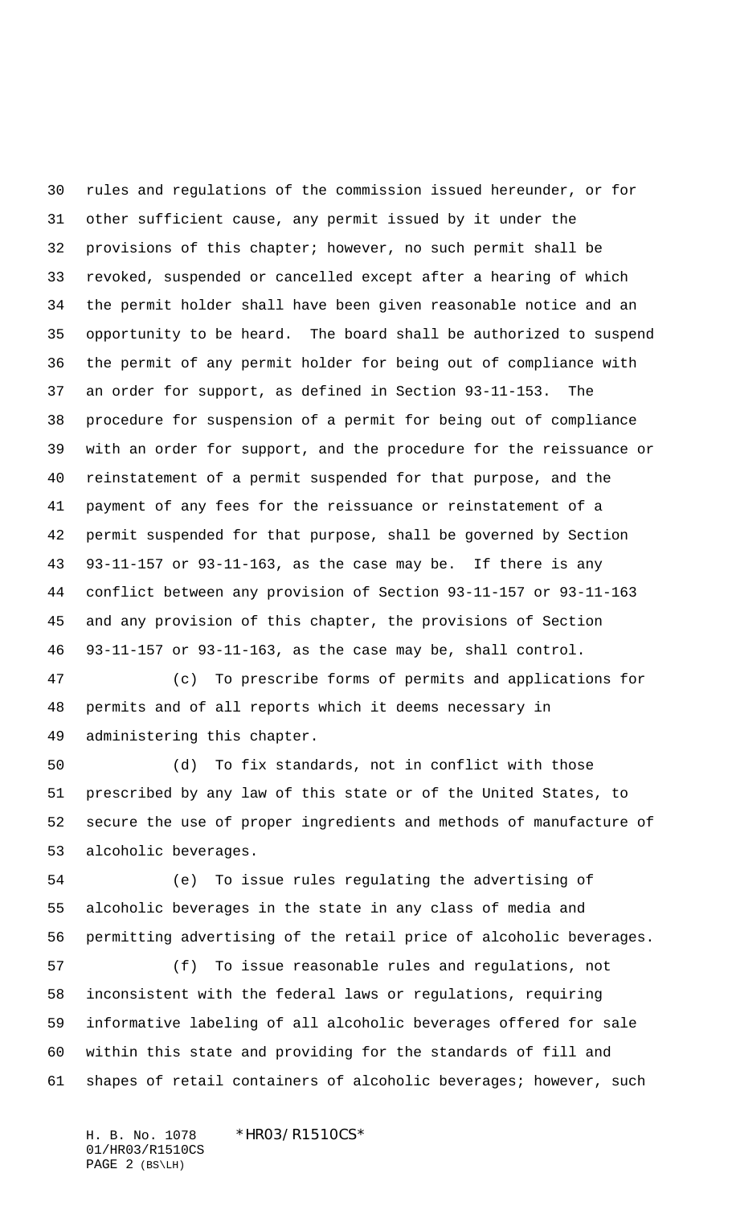rules and regulations of the commission issued hereunder, or for other sufficient cause, any permit issued by it under the provisions of this chapter; however, no such permit shall be revoked, suspended or cancelled except after a hearing of which the permit holder shall have been given reasonable notice and an opportunity to be heard. The board shall be authorized to suspend the permit of any permit holder for being out of compliance with an order for support, as defined in Section 93-11-153. The procedure for suspension of a permit for being out of compliance with an order for support, and the procedure for the reissuance or reinstatement of a permit suspended for that purpose, and the payment of any fees for the reissuance or reinstatement of a permit suspended for that purpose, shall be governed by Section 93-11-157 or 93-11-163, as the case may be. If there is any conflict between any provision of Section 93-11-157 or 93-11-163 and any provision of this chapter, the provisions of Section 93-11-157 or 93-11-163, as the case may be, shall control.

(c) To prescribe forms of permits and applications for permits and of all reports which it deems necessary in administering this chapter.

(d) To fix standards, not in conflict with those prescribed by any law of this state or of the United States, to secure the use of proper ingredients and methods of manufacture of alcoholic beverages.

(e) To issue rules regulating the advertising of alcoholic beverages in the state in any class of media and permitting advertising of the retail price of alcoholic beverages.

(f) To issue reasonable rules and regulations, not inconsistent with the federal laws or regulations, requiring informative labeling of all alcoholic beverages offered for sale within this state and providing for the standards of fill and shapes of retail containers of alcoholic beverages; however, such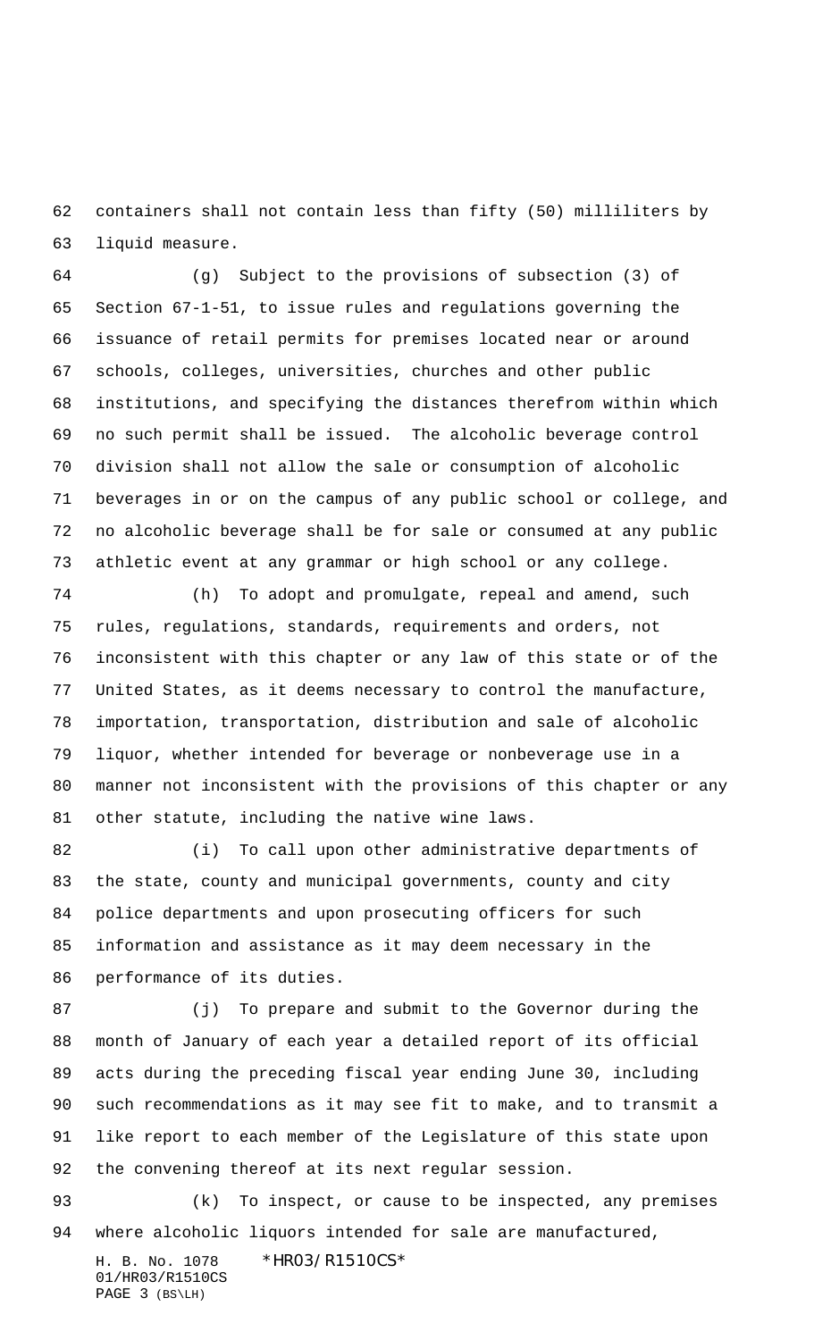containers shall not contain less than fifty (50) milliliters by liquid measure.

(g) Subject to the provisions of subsection (3) of Section 67-1-51, to issue rules and regulations governing the issuance of retail permits for premises located near or around schools, colleges, universities, churches and other public institutions, and specifying the distances therefrom within which no such permit shall be issued. The alcoholic beverage control division shall not allow the sale or consumption of alcoholic beverages in or on the campus of any public school or college, and no alcoholic beverage shall be for sale or consumed at any public athletic event at any grammar or high school or any college.

(h) To adopt and promulgate, repeal and amend, such rules, regulations, standards, requirements and orders, not inconsistent with this chapter or any law of this state or of the United States, as it deems necessary to control the manufacture, importation, transportation, distribution and sale of alcoholic liquor, whether intended for beverage or nonbeverage use in a manner not inconsistent with the provisions of this chapter or any other statute, including the native wine laws.

(i) To call upon other administrative departments of the state, county and municipal governments, county and city police departments and upon prosecuting officers for such information and assistance as it may deem necessary in the performance of its duties.

(j) To prepare and submit to the Governor during the month of January of each year a detailed report of its official acts during the preceding fiscal year ending June 30, including such recommendations as it may see fit to make, and to transmit a like report to each member of the Legislature of this state upon the convening thereof at its next regular session.

(k) To inspect, or cause to be inspected, any premises where alcoholic liquors intended for sale are manufactured,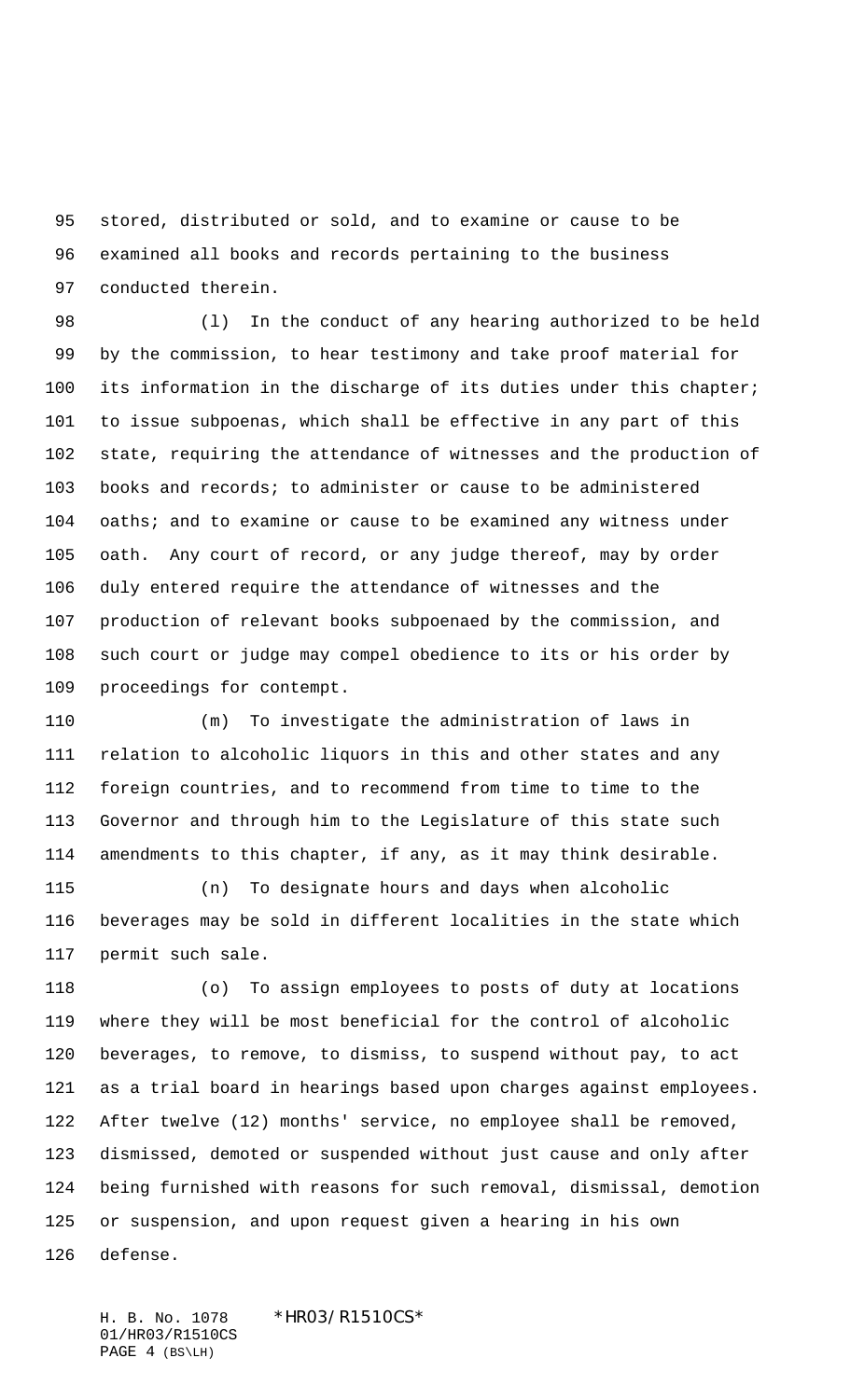stored, distributed or sold, and to examine or cause to be examined all books and records pertaining to the business conducted therein.

(l) In the conduct of any hearing authorized to be held by the commission, to hear testimony and take proof material for its information in the discharge of its duties under this chapter; to issue subpoenas, which shall be effective in any part of this state, requiring the attendance of witnesses and the production of books and records; to administer or cause to be administered oaths; and to examine or cause to be examined any witness under oath. Any court of record, or any judge thereof, may by order duly entered require the attendance of witnesses and the production of relevant books subpoenaed by the commission, and such court or judge may compel obedience to its or his order by proceedings for contempt.

(m) To investigate the administration of laws in relation to alcoholic liquors in this and other states and any foreign countries, and to recommend from time to time to the Governor and through him to the Legislature of this state such amendments to this chapter, if any, as it may think desirable.

(n) To designate hours and days when alcoholic beverages may be sold in different localities in the state which permit such sale.

(o) To assign employees to posts of duty at locations where they will be most beneficial for the control of alcoholic beverages, to remove, to dismiss, to suspend without pay, to act as a trial board in hearings based upon charges against employees. After twelve (12) months' service, no employee shall be removed, dismissed, demoted or suspended without just cause and only after being furnished with reasons for such removal, dismissal, demotion or suspension, and upon request given a hearing in his own defense.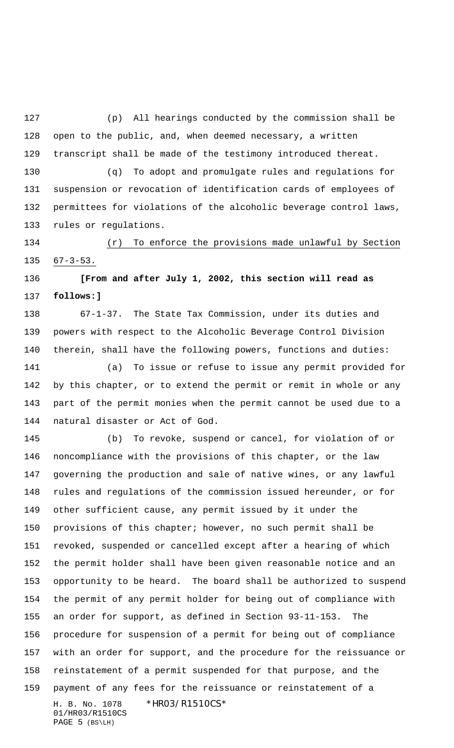(p) All hearings conducted by the commission shall be open to the public, and, when deemed necessary, a written transcript shall be made of the testimony introduced thereat.

(q) To adopt and promulgate rules and regulations for suspension or revocation of identification cards of employees of permittees for violations of the alcoholic beverage control laws, rules or regulations.

<u>(r) To enforce the provisions made unlawful by Section 67-3-53.</u>

**[From and after July 1, 2002, this section will read as follows:]**

67-1-37. The State Tax Commission, under its duties and powers with respect to the Alcoholic Beverage Control Division therein, shall have the following powers, functions and duties:

(a) To issue or refuse to issue any permit provided for by this chapter, or to extend the permit or remit in whole or any part of the permit monies when the permit cannot be used due to a natural disaster or Act of God.

(b) To revoke, suspend or cancel, for violation of or noncompliance with the provisions of this chapter, or the law governing the production and sale of native wines, or any lawful rules and regulations of the commission issued hereunder, or for other sufficient cause, any permit issued by it under the provisions of this chapter; however, no such permit shall be revoked, suspended or cancelled except after a hearing of which the permit holder shall have been given reasonable notice and an opportunity to be heard. The board shall be authorized to suspend the permit of any permit holder for being out of compliance with an order for support, as defined in Section 93-11-153. The procedure for suspension of a permit for being out of compliance with an order for support, and the procedure for the reissuance or reinstatement of a permit suspended for that purpose, and the payment of any fees for the reissuance or reinstatement of a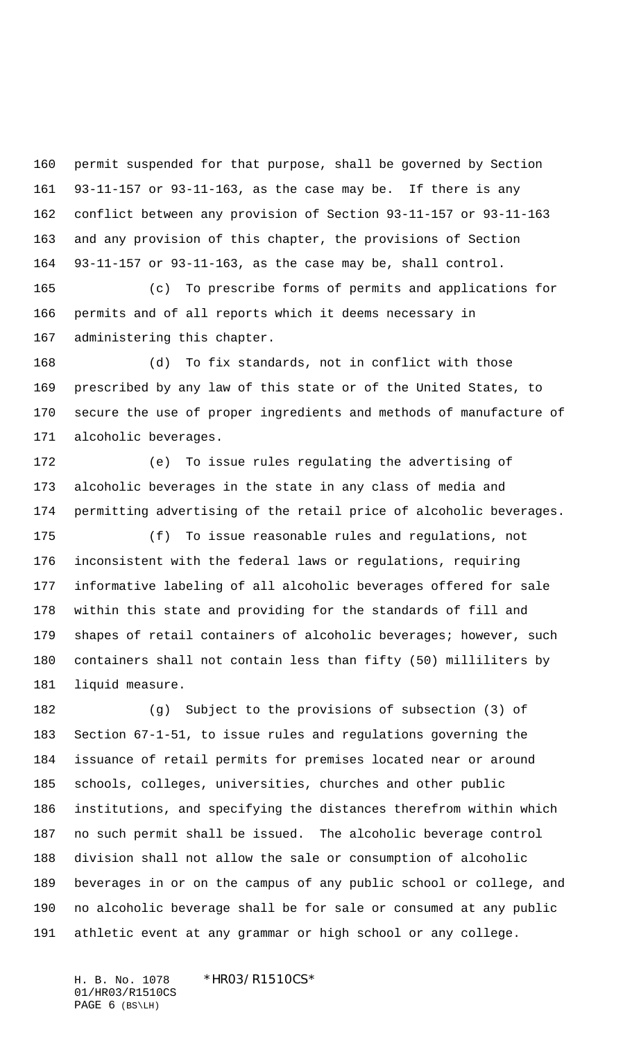permit suspended for that purpose, shall be governed by Section 93-11-157 or 93-11-163, as the case may be. If there is any conflict between any provision of Section 93-11-157 or 93-11-163 and any provision of this chapter, the provisions of Section 93-11-157 or 93-11-163, as the case may be, shall control.

(c) To prescribe forms of permits and applications for permits and of all reports which it deems necessary in administering this chapter.

(d) To fix standards, not in conflict with those prescribed by any law of this state or of the United States, to secure the use of proper ingredients and methods of manufacture of alcoholic beverages.

(e) To issue rules regulating the advertising of alcoholic beverages in the state in any class of media and permitting advertising of the retail price of alcoholic beverages.

(f) To issue reasonable rules and regulations, not inconsistent with the federal laws or regulations, requiring informative labeling of all alcoholic beverages offered for sale within this state and providing for the standards of fill and shapes of retail containers of alcoholic beverages; however, such containers shall not contain less than fifty (50) milliliters by liquid measure.

(g) Subject to the provisions of subsection (3) of Section 67-1-51, to issue rules and regulations governing the issuance of retail permits for premises located near or around schools, colleges, universities, churches and other public institutions, and specifying the distances therefrom within which no such permit shall be issued. The alcoholic beverage control division shall not allow the sale or consumption of alcoholic beverages in or on the campus of any public school or college, and no alcoholic beverage shall be for sale or consumed at any public athletic event at any grammar or high school or any college.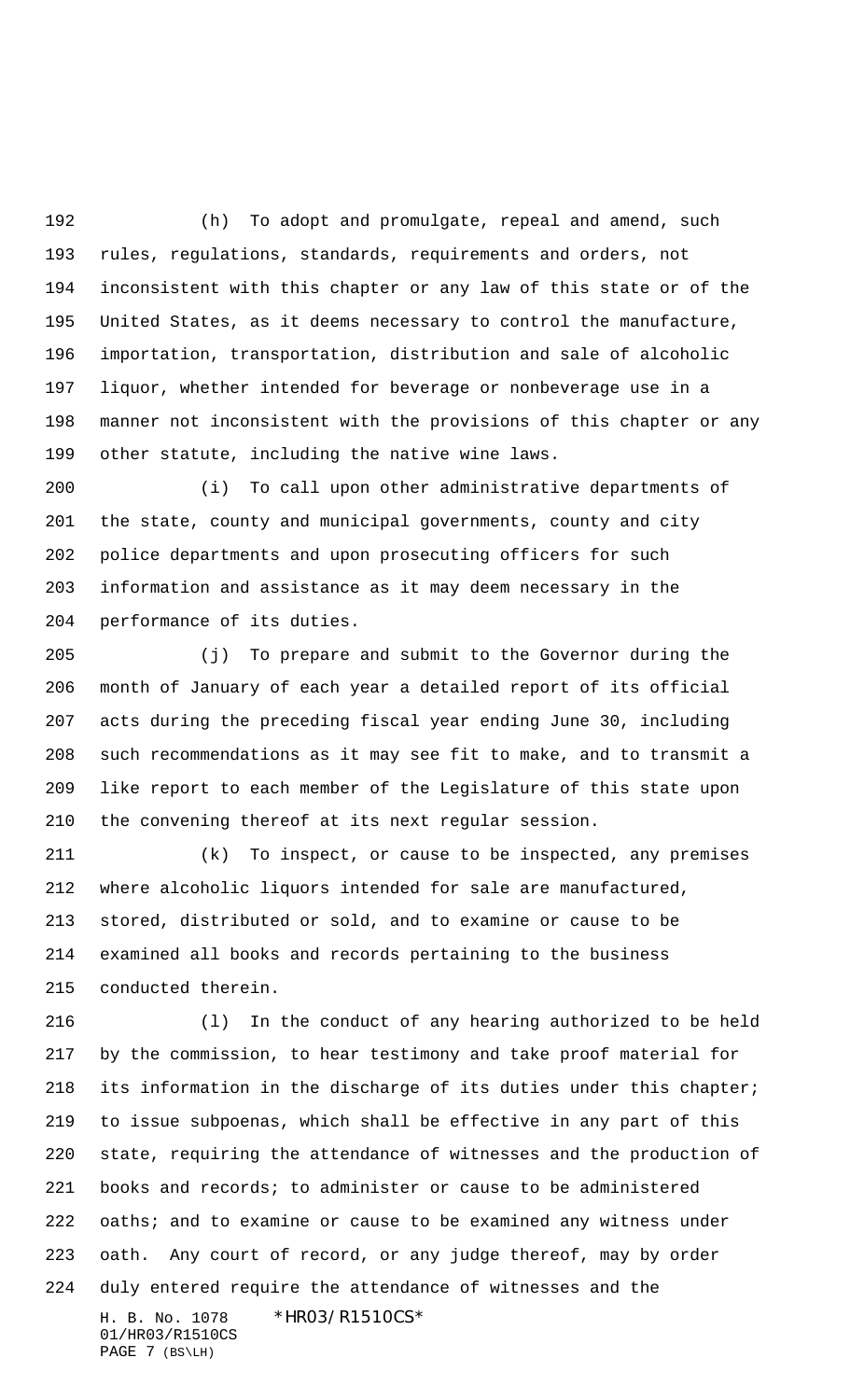(h) To adopt and promulgate, repeal and amend, such rules, regulations, standards, requirements and orders, not inconsistent with this chapter or any law of this state or of the United States, as it deems necessary to control the manufacture, importation, transportation, distribution and sale of alcoholic liquor, whether intended for beverage or nonbeverage use in a manner not inconsistent with the provisions of this chapter or any other statute, including the native wine laws.

(i) To call upon other administrative departments of the state, county and municipal governments, county and city police departments and upon prosecuting officers for such information and assistance as it may deem necessary in the performance of its duties.

(j) To prepare and submit to the Governor during the month of January of each year a detailed report of its official acts during the preceding fiscal year ending June 30, including such recommendations as it may see fit to make, and to transmit a like report to each member of the Legislature of this state upon the convening thereof at its next regular session.

(k) To inspect, or cause to be inspected, any premises where alcoholic liquors intended for sale are manufactured, stored, distributed or sold, and to examine or cause to be examined all books and records pertaining to the business conducted therein.

(l) In the conduct of any hearing authorized to be held by the commission, to hear testimony and take proof material for its information in the discharge of its duties under this chapter; to issue subpoenas, which shall be effective in any part of this state, requiring the attendance of witnesses and the production of books and records; to administer or cause to be administered oaths; and to examine or cause to be examined any witness under oath. Any court of record, or any judge thereof, may by order duly entered require the attendance of witnesses and the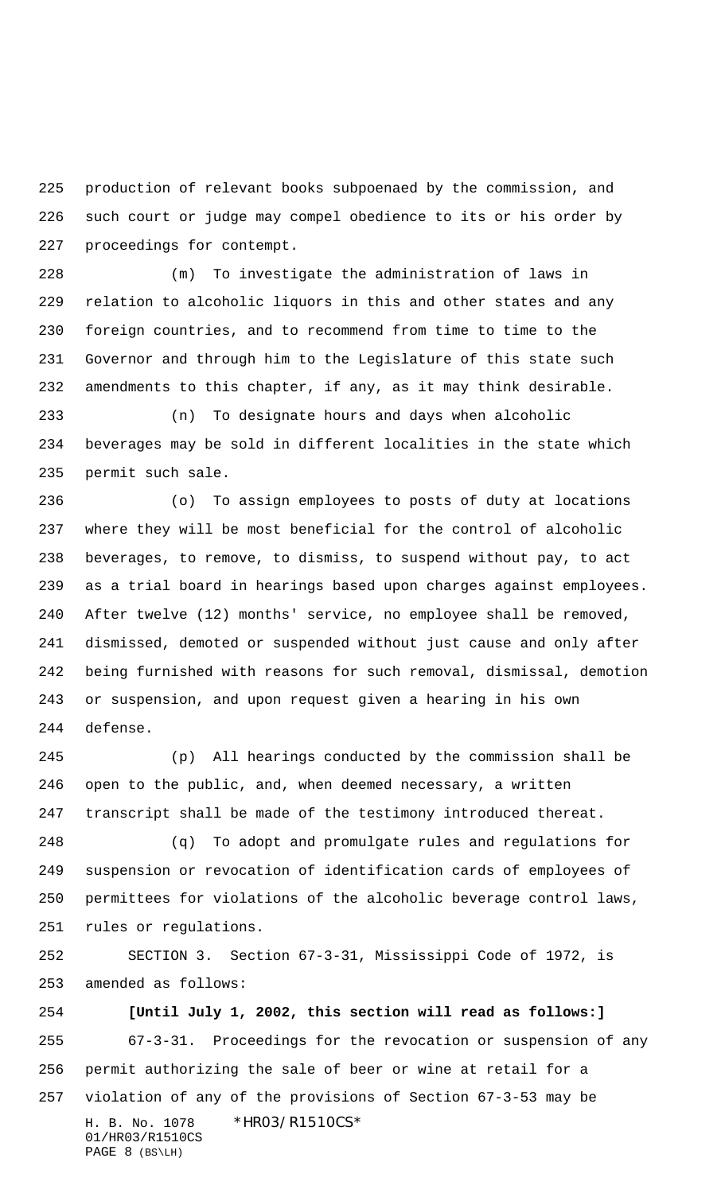production of relevant books subpoenaed by the commission, and such court or judge may compel obedience to its or his order by proceedings for contempt.

(m) To investigate the administration of laws in relation to alcoholic liquors in this and other states and any foreign countries, and to recommend from time to time to the Governor and through him to the Legislature of this state such amendments to this chapter, if any, as it may think desirable.

(n) To designate hours and days when alcoholic beverages may be sold in different localities in the state which permit such sale.

(o) To assign employees to posts of duty at locations where they will be most beneficial for the control of alcoholic beverages, to remove, to dismiss, to suspend without pay, to act as a trial board in hearings based upon charges against employees. After twelve (12) months' service, no employee shall be removed, dismissed, demoted or suspended without just cause and only after being furnished with reasons for such removal, dismissal, demotion or suspension, and upon request given a hearing in his own defense.

(p) All hearings conducted by the commission shall be open to the public, and, when deemed necessary, a written transcript shall be made of the testimony introduced thereat.

(q) To adopt and promulgate rules and regulations for suspension or revocation of identification cards of employees of permittees for violations of the alcoholic beverage control laws, rules or regulations.

SECTION 3. Section 67-3-31, Mississippi Code of 1972, is amended as follows:

**[Until July 1, 2002, this section will read as follows:]**

67-3-31. Proceedings for the revocation or suspension of any permit authorizing the sale of beer or wine at retail for a violation of any of the provisions of Section 67-3-53 may be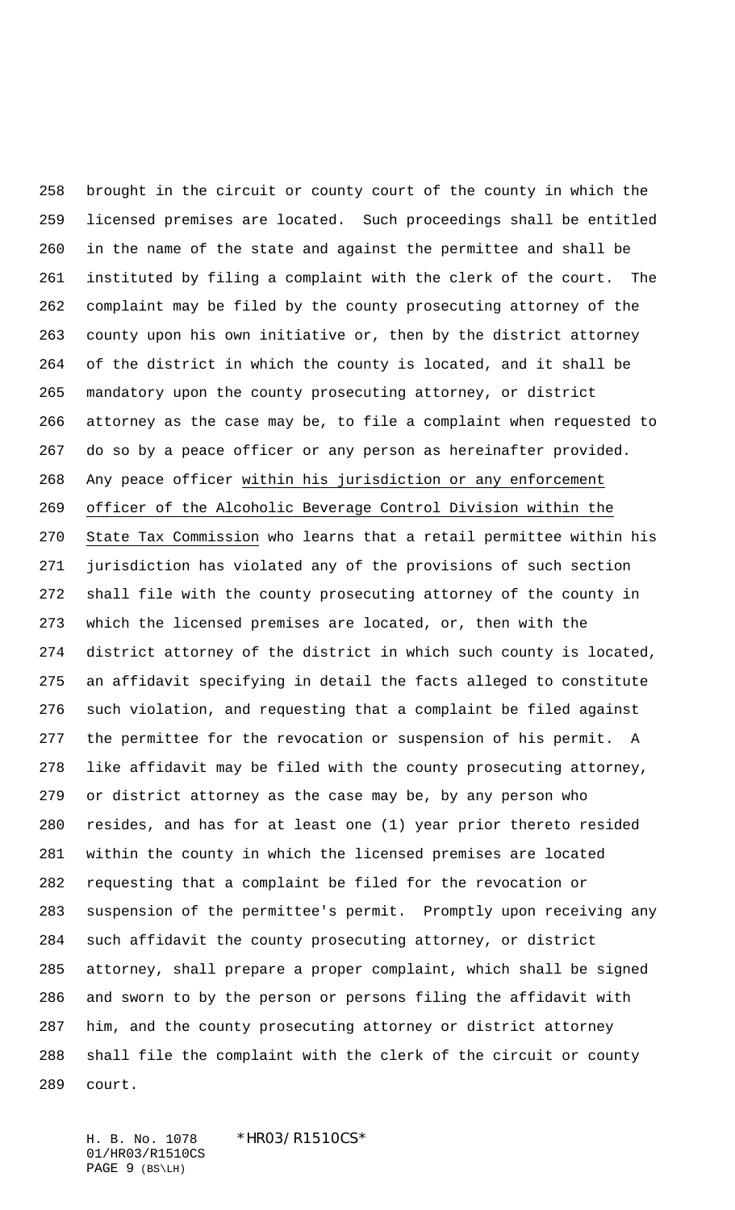brought in the circuit or county court of the county in which the licensed premises are located. Such proceedings shall be entitled in the name of the state and against the permittee and shall be instituted by filing a complaint with the clerk of the court. The complaint may be filed by the county prosecuting attorney of the county upon his own initiative or, then by the district attorney of the district in which the county is located, and it shall be mandatory upon the county prosecuting attorney, or district attorney as the case may be, to file a complaint when requested to do so by a peace officer or any person as hereinafter provided. Any peace officer <u>within his jurisdiction or any enforcement officer of the Alcoholic Beverage Control Division within the State Tax Commission</u> who learns that a retail permittee within his jurisdiction has violated any of the provisions of such section shall file with the county prosecuting attorney of the county in which the licensed premises are located, or, then with the district attorney of the district in which such county is located, an affidavit specifying in detail the facts alleged to constitute such violation, and requesting that a complaint be filed against the permittee for the revocation or suspension of his permit. A like affidavit may be filed with the county prosecuting attorney, or district attorney as the case may be, by any person who resides, and has for at least one (1) year prior thereto resided within the county in which the licensed premises are located requesting that a complaint be filed for the revocation or suspension of the permittee's permit. Promptly upon receiving any such affidavit the county prosecuting attorney, or district attorney, shall prepare a proper complaint, which shall be signed and sworn to by the person or persons filing the affidavit with him, and the county prosecuting attorney or district attorney shall file the complaint with the clerk of the circuit or county court.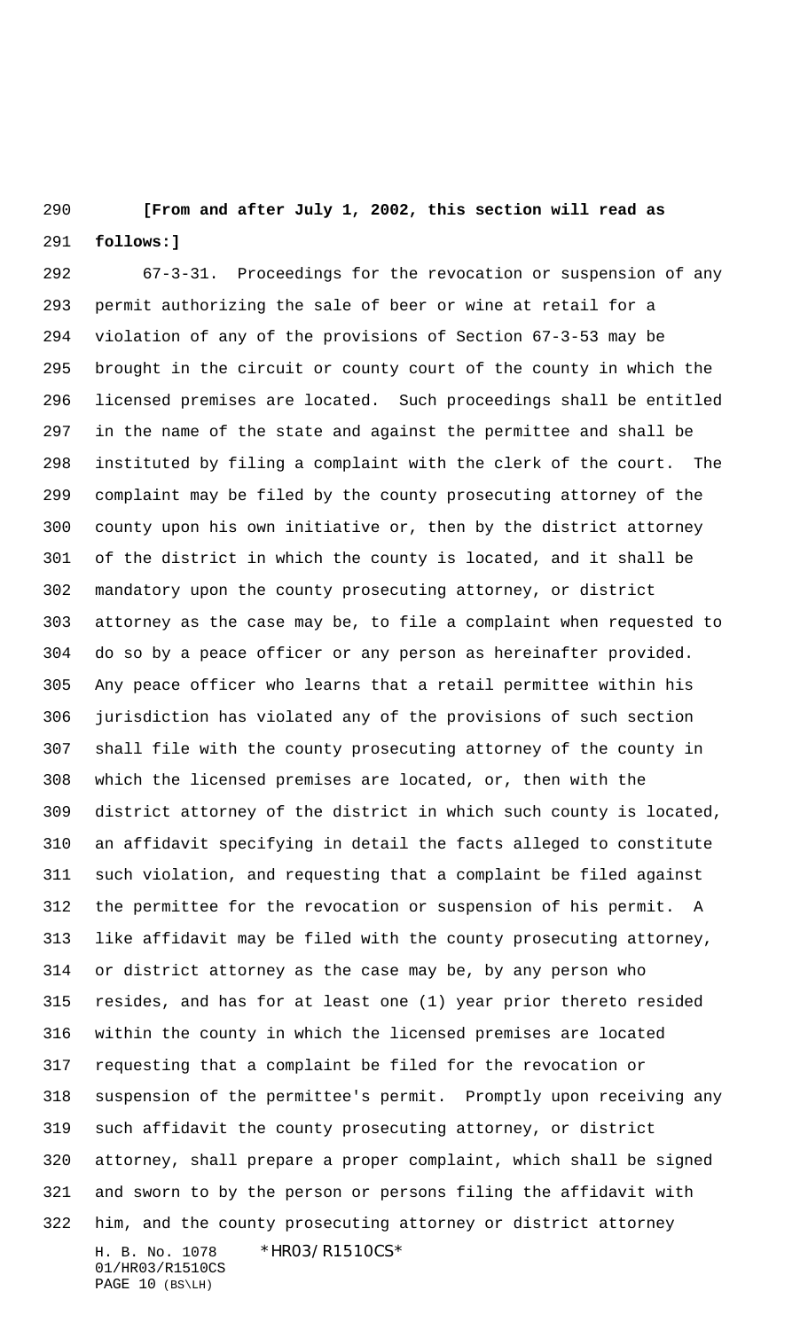**[From and after July 1, 2002, this section will read as follows:]**

67-3-31. Proceedings for the revocation or suspension of any permit authorizing the sale of beer or wine at retail for a violation of any of the provisions of Section 67-3-53 may be brought in the circuit or county court of the county in which the licensed premises are located. Such proceedings shall be entitled in the name of the state and against the permittee and shall be instituted by filing a complaint with the clerk of the court. The complaint may be filed by the county prosecuting attorney of the county upon his own initiative or, then by the district attorney of the district in which the county is located, and it shall be mandatory upon the county prosecuting attorney, or district attorney as the case may be, to file a complaint when requested to do so by a peace officer or any person as hereinafter provided. Any peace officer who learns that a retail permittee within his jurisdiction has violated any of the provisions of such section shall file with the county prosecuting attorney of the county in which the licensed premises are located, or, then with the district attorney of the district in which such county is located, an affidavit specifying in detail the facts alleged to constitute such violation, and requesting that a complaint be filed against the permittee for the revocation or suspension of his permit. A like affidavit may be filed with the county prosecuting attorney, or district attorney as the case may be, by any person who resides, and has for at least one (1) year prior thereto resided within the county in which the licensed premises are located requesting that a complaint be filed for the revocation or suspension of the permittee's permit. Promptly upon receiving any such affidavit the county prosecuting attorney, or district attorney, shall prepare a proper complaint, which shall be signed and sworn to by the person or persons filing the affidavit with him, and the county prosecuting attorney or district attorney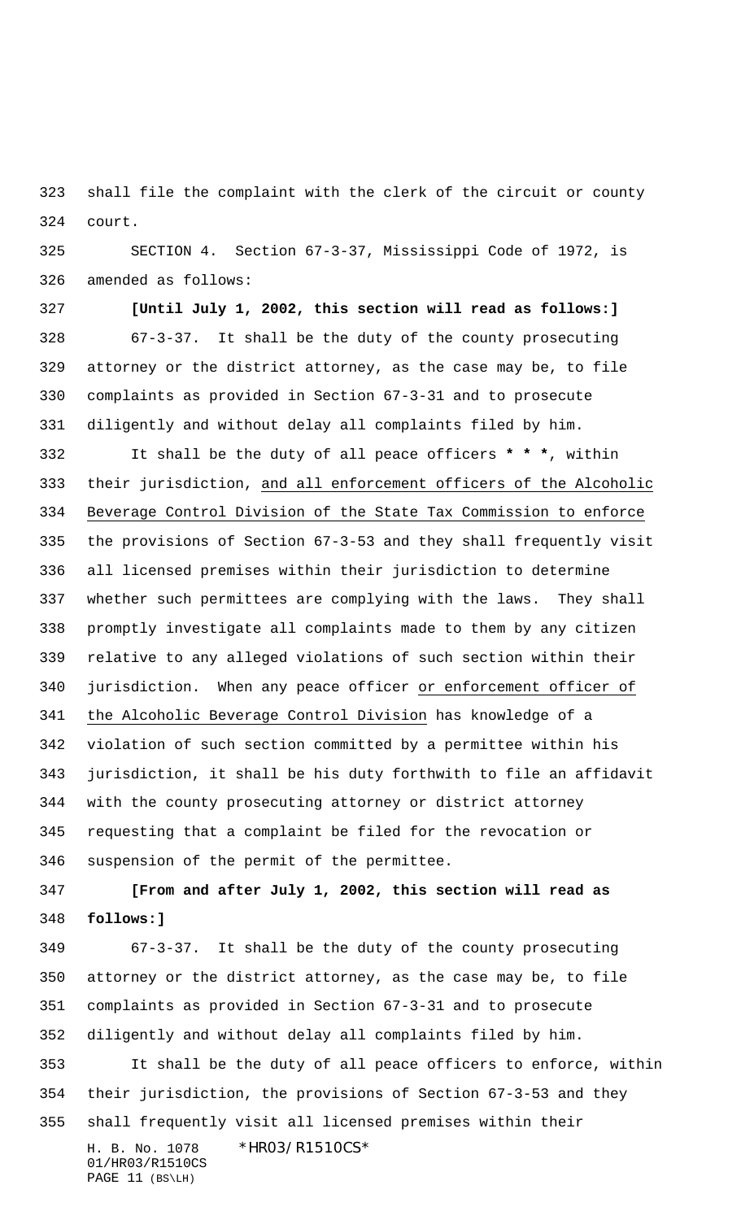shall file the complaint with the clerk of the circuit or county court.

SECTION 4. Section 67-3-37, Mississippi Code of 1972, is amended as follows:

**[Until July 1, 2002, this section will read as follows:]**

67-3-37. It shall be the duty of the county prosecuting attorney or the district attorney, as the case may be, to file complaints as provided in Section 67-3-31 and to prosecute diligently and without delay all complaints filed by him.

It shall be the duty of all peace officers *** * ***, within their jurisdiction, <u>and all enforcement officers of the Alcoholic Beverage Control Division of the State Tax Commission to enforce</u> the provisions of Section 67-3-53 and they shall frequently visit all licensed premises within their jurisdiction to determine whether such permittees are complying with the laws. They shall promptly investigate all complaints made to them by any citizen relative to any alleged violations of such section within their jurisdiction. When any peace officer <u>or enforcement officer of the Alcoholic Beverage Control Division</u> has knowledge of a violation of such section committed by a permittee within his jurisdiction, it shall be his duty forthwith to file an affidavit with the county prosecuting attorney or district attorney requesting that a complaint be filed for the revocation or suspension of the permit of the permittee.

**[From and after July 1, 2002, this section will read as follows:]**

67-3-37. It shall be the duty of the county prosecuting attorney or the district attorney, as the case may be, to file complaints as provided in Section 67-3-31 and to prosecute diligently and without delay all complaints filed by him.

It shall be the duty of all peace officers to enforce, within their jurisdiction, the provisions of Section 67-3-53 and they shall frequently visit all licensed premises within their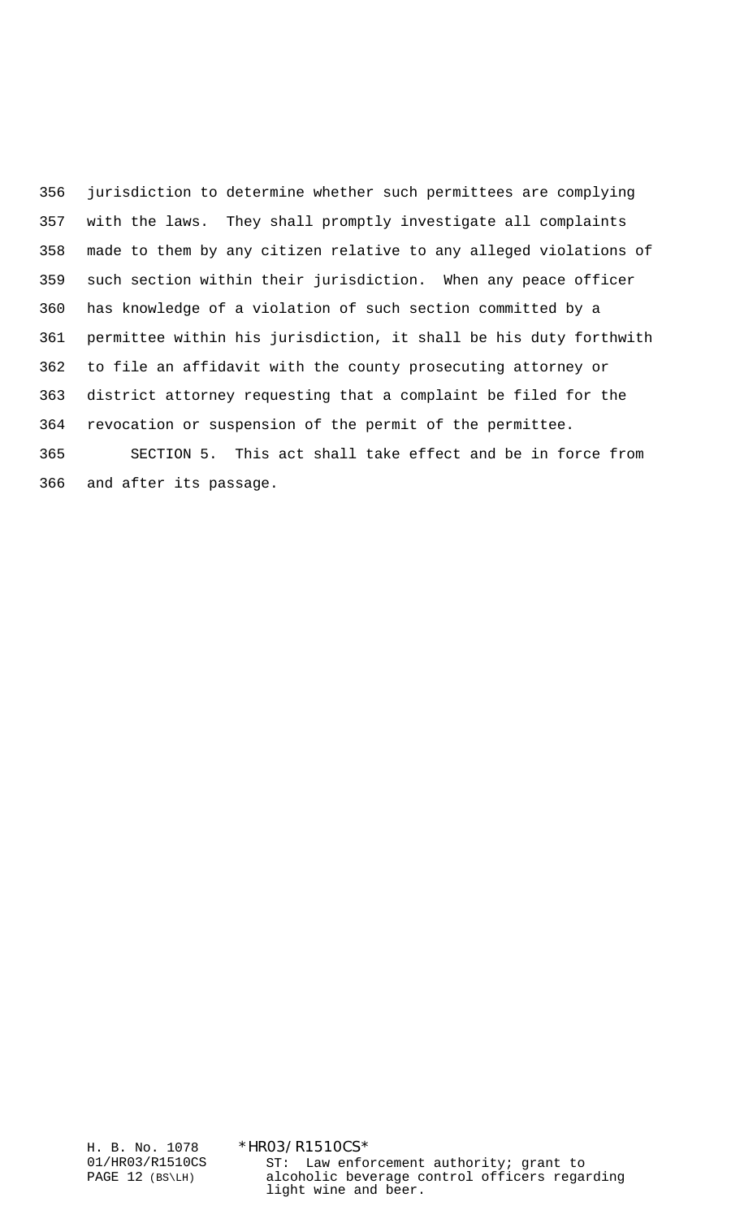jurisdiction to determine whether such permittees are complying with the laws. They shall promptly investigate all complaints made to them by any citizen relative to any alleged violations of such section within their jurisdiction. When any peace officer has knowledge of a violation of such section committed by a permittee within his jurisdiction, it shall be his duty forthwith to file an affidavit with the county prosecuting attorney or district attorney requesting that a complaint be filed for the revocation or suspension of the permit of the permittee.

SECTION 5. This act shall take effect and be in force from and after its passage.

ST: Law enforcement authority; grant to alcoholic beverage control officers regarding light wine and beer.